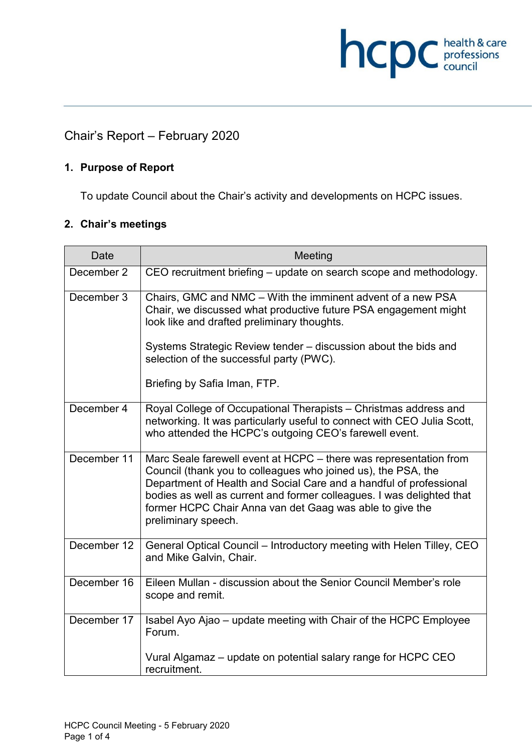# Chair's Report – February 2020

## 1. Purpose of Report

To update Council about the Chair's activity and developments on HCPC issues.

## 2. Chair's meetings

| Date | Meeting |
|---|---|
| December 2 | CEO recruitment briefing – update on search scope and methodology. |
| December 3 | Chairs, GMC and NMC – With the imminent advent of a new PSA Chair, we discussed what productive future PSA engagement might look like and drafted preliminary thoughts.<br><br>Systems Strategic Review tender – discussion about the bids and selection of the successful party (PWC).<br><br>Briefing by Safia Iman, FTP. |
| December 4 | Royal College of Occupational Therapists – Christmas address and networking. It was particularly useful to connect with CEO Julia Scott, who attended the HCPC's outgoing CEO's farewell event. |
| December 11 | Marc Seale farewell event at HCPC – there was representation from Council (thank you to colleagues who joined us), the PSA, the Department of Health and Social Care and a handful of professional bodies as well as current and former colleagues. I was delighted that former HCPC Chair Anna van det Gaag was able to give the preliminary speech. |
| December 12 | General Optical Council – Introductory meeting with Helen Tilley, CEO and Mike Galvin, Chair. |
| December 16 | Eileen Mullan - discussion about the Senior Council Member's role scope and remit. |
| December 17 | Isabel Ayo Ajao – update meeting with Chair of the HCPC Employee Forum.<br><br>Vural Algamaz – update on potential salary range for HCPC CEO recruitment. |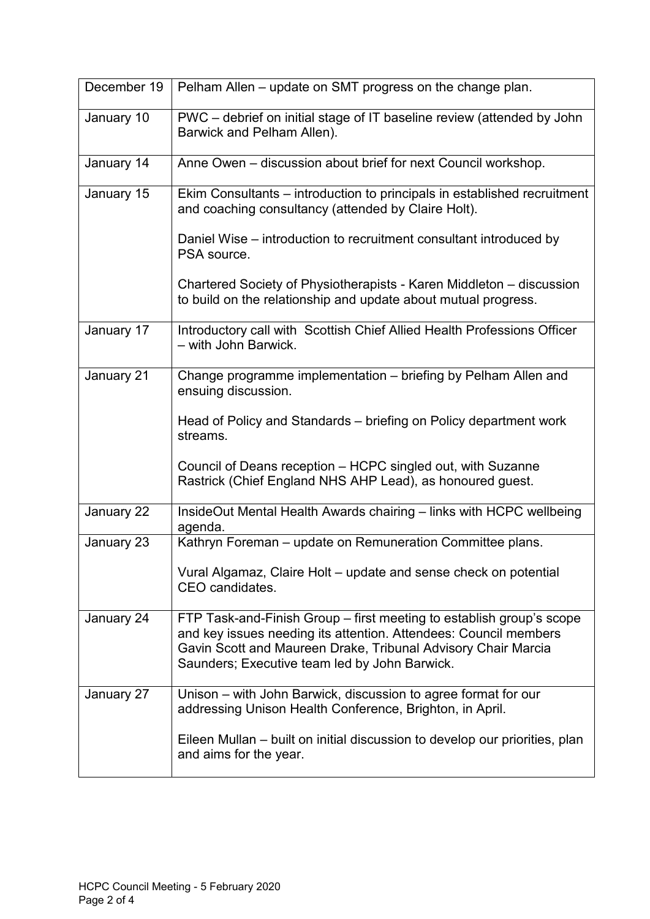| | |
|---|---|
| December 19 | Pelham Allen – update on SMT progress on the change plan. |
| January 10 | PWC – debrief on initial stage of IT baseline review (attended by John Barwick and Pelham Allen). |
| January 14 | Anne Owen – discussion about brief for next Council workshop. |
| January 15 | Ekim Consultants – introduction to principals in established recruitment and coaching consultancy (attended by Claire Holt).<br><br>Daniel Wise – introduction to recruitment consultant introduced by PSA source.<br><br>Chartered Society of Physiotherapists - Karen Middleton – discussion to build on the relationship and update about mutual progress. |
| January 17 | Introductory call with Scottish Chief Allied Health Professions Officer – with John Barwick. |
| January 21 | Change programme implementation – briefing by Pelham Allen and ensuing discussion.<br><br>Head of Policy and Standards – briefing on Policy department work streams.<br><br>Council of Deans reception – HCPC singled out, with Suzanne Rastrick (Chief England NHS AHP Lead), as honoured guest. |
| January 22 | InsideOut Mental Health Awards chairing – links with HCPC wellbeing agenda. |
| January 23 | Kathryn Foreman – update on Remuneration Committee plans.<br><br>Vural Algamaz, Claire Holt – update and sense check on potential CEO candidates. |
| January 24 | FTP Task-and-Finish Group – first meeting to establish group's scope and key issues needing its attention. Attendees: Council members Gavin Scott and Maureen Drake, Tribunal Advisory Chair Marcia Saunders; Executive team led by John Barwick. |
| January 27 | Unison – with John Barwick, discussion to agree format for our addressing Unison Health Conference, Brighton, in April.<br><br>Eileen Mullan – built on initial discussion to develop our priorities, plan and aims for the year. |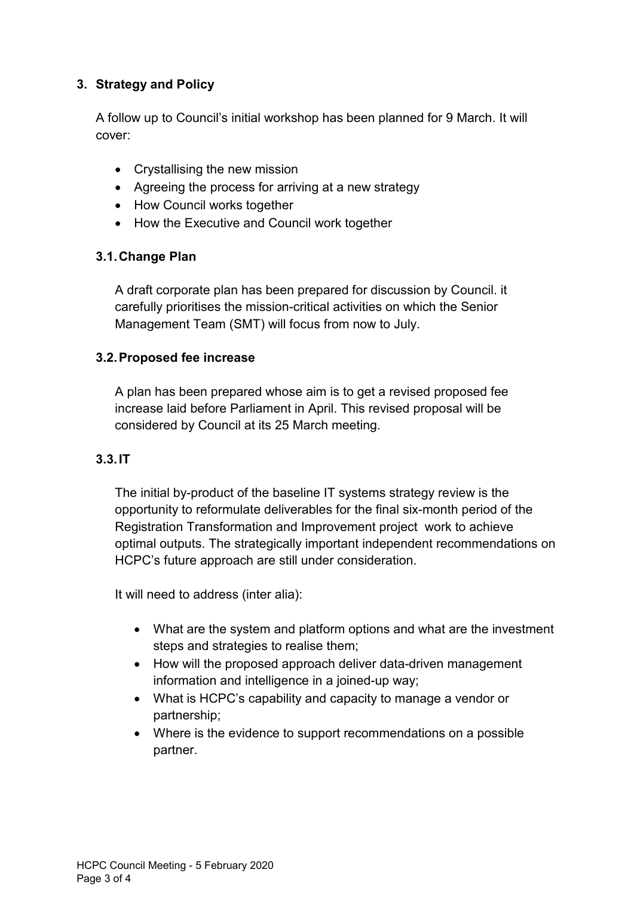## 3. Strategy and Policy

A follow up to Council's initial workshop has been planned for 9 March. It will cover:

- Crystallising the new mission
- Agreeing the process for arriving at a new strategy
- How Council works together
- How the Executive and Council work together

### 3.1. Change Plan

A draft corporate plan has been prepared for discussion by Council. it carefully prioritises the mission-critical activities on which the Senior Management Team (SMT) will focus from now to July.

### 3.2. Proposed fee increase

A plan has been prepared whose aim is to get a revised proposed fee increase laid before Parliament in April. This revised proposal will be considered by Council at its 25 March meeting.

### 3.3. IT

The initial by-product of the baseline IT systems strategy review is the opportunity to reformulate deliverables for the final six-month period of the Registration Transformation and Improvement project work to achieve optimal outputs. The strategically important independent recommendations on HCPC's future approach are still under consideration.

It will need to address (inter alia):

- What are the system and platform options and what are the investment steps and strategies to realise them;
- How will the proposed approach deliver data-driven management information and intelligence in a joined-up way;
- What is HCPC's capability and capacity to manage a vendor or partnership;
- Where is the evidence to support recommendations on a possible partner.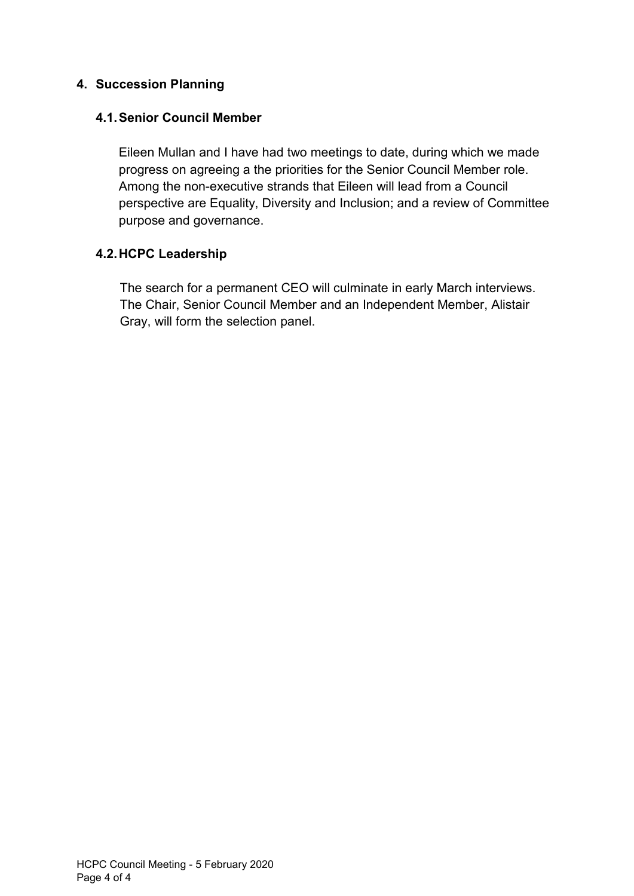## 4. Succession Planning

### 4.1. Senior Council Member

Eileen Mullan and I have had two meetings to date, during which we made progress on agreeing a the priorities for the Senior Council Member role. Among the non-executive strands that Eileen will lead from a Council perspective are Equality, Diversity and Inclusion; and a review of Committee purpose and governance.

### 4.2. HCPC Leadership

The search for a permanent CEO will culminate in early March interviews. The Chair, Senior Council Member and an Independent Member, Alistair Gray, will form the selection panel.